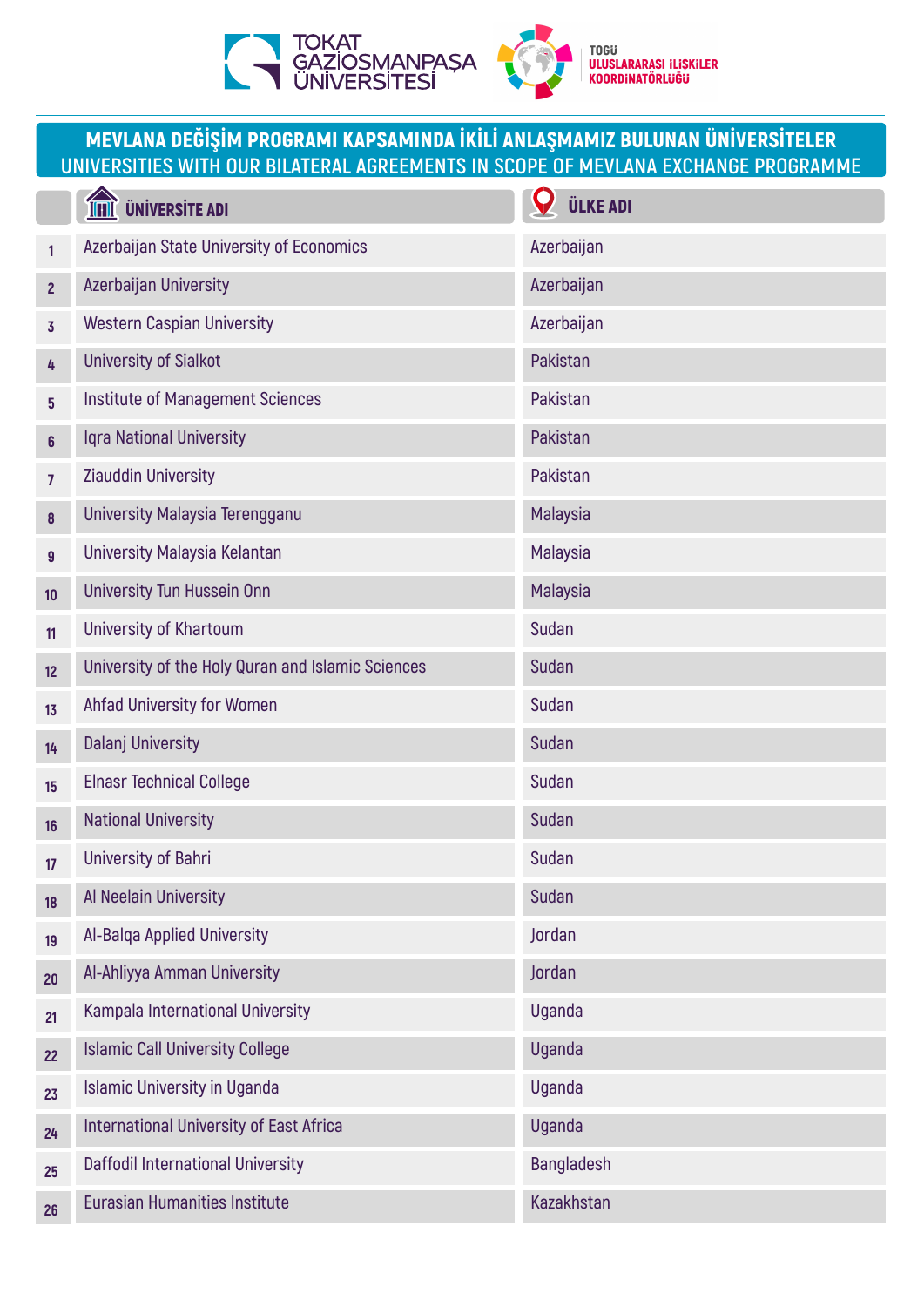TOKAT GAZİOSMANPAŞA ÜNİVERSİTESİ

TOGÜ ULUSLARARASI İLİŞKİLER KOORDİNATÖRLÜĞÜ

# MEVLANA DEĞİŞİM PROGRAMI KAPSAMINDA İKİLİ ANLAŞMAMIZ BULUNAN ÜNİVERSİTELER

## UNIVERSITIES WITH OUR BILATERAL AGREEMENTS IN SCOPE OF MEVLANA EXCHANGE PROGRAMME

| | ÜNİVERSİTE ADI | ÜLKE ADI |
|---|---|---|
| 1 | Azerbaijan State University of Economics | Azerbaijan |
| 2 | Azerbaijan University | Azerbaijan |
| 3 | Western Caspian University | Azerbaijan |
| 4 | University of Sialkot | Pakistan |
| 5 | Institute of Management Sciences | Pakistan |
| 6 | Iqra National University | Pakistan |
| 7 | Ziauddin University | Pakistan |
| 8 | University Malaysia Terengganu | Malaysia |
| 9 | University Malaysia Kelantan | Malaysia |
| 10 | University Tun Hussein Onn | Malaysia |
| 11 | University of Khartoum | Sudan |
| 12 | University of the Holy Quran and Islamic Sciences | Sudan |
| 13 | Ahfad University for Women | Sudan |
| 14 | Dalanj University | Sudan |
| 15 | Elnasr Technical College | Sudan |
| 16 | National University | Sudan |
| 17 | University of Bahri | Sudan |
| 18 | Al Neelain University | Sudan |
| 19 | Al-Balqa Applied University | Jordan |
| 20 | Al-Ahliyya Amman University | Jordan |
| 21 | Kampala International University | Uganda |
| 22 | Islamic Call University College | Uganda |
| 23 | Islamic University in Uganda | Uganda |
| 24 | International University of East Africa | Uganda |
| 25 | Daffodil International University | Bangladesh |
| 26 | Eurasian Humanities Institute | Kazakhstan |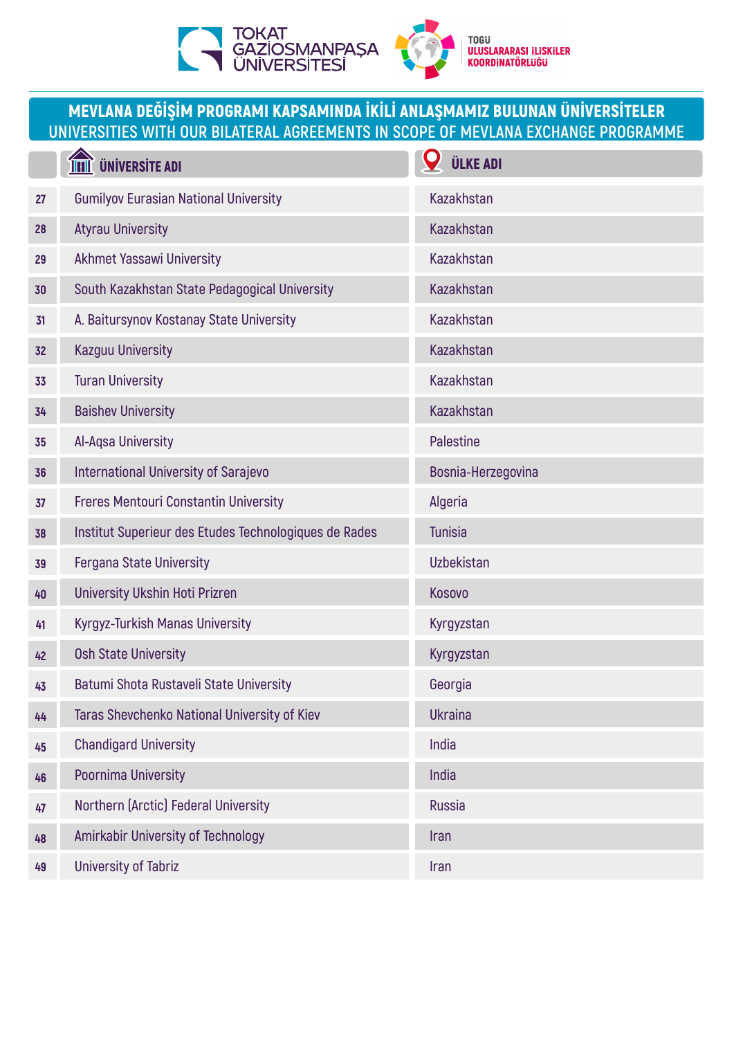TOKAT GAZİOSMANPAŞA ÜNİVERSİTESİ

TOGÜ ULUSLARARASI İLİŞKİLER KOORDİNATÖRLÜĞÜ

## MEVLANA DEĞİŞİM PROGRAMI KAPSAMINDA İKİLİ ANLAŞMAMIZ BULUNAN ÜNİVERSİTELER
## UNIVERSITIES WITH OUR BILATERAL AGREEMENTS IN SCOPE OF MEVLANA EXCHANGE PROGRAMME

| | ÜNİVERSİTE ADI | ÜLKE ADI |
|---|---|---|
| 27 | Gumilyov Eurasian National University | Kazakhstan |
| 28 | Atyrau University | Kazakhstan |
| 29 | Akhmet Yassawi University | Kazakhstan |
| 30 | South Kazakhstan State Pedagogical University | Kazakhstan |
| 31 | A. Baitursynov Kostanay State University | Kazakhstan |
| 32 | Kazguu University | Kazakhstan |
| 33 | Turan University | Kazakhstan |
| 34 | Baishev University | Kazakhstan |
| 35 | Al-Aqsa University | Palestine |
| 36 | International University of Sarajevo | Bosnia-Herzegovina |
| 37 | Freres Mentouri Constantin University | Algeria |
| 38 | Institut Superieur des Etudes Technologiques de Rades | Tunisia |
| 39 | Fergana State University | Uzbekistan |
| 40 | University Ukshin Hoti Prizren | Kosovo |
| 41 | Kyrgyz-Turkish Manas University | Kyrgyzstan |
| 42 | Osh State University | Kyrgyzstan |
| 43 | Batumi Shota Rustaveli State University | Georgia |
| 44 | Taras Shevchenko National University of Kiev | Ukraina |
| 45 | Chandigard University | India |
| 46 | Poornima University | India |
| 47 | Northern (Arctic) Federal University | Russia |
| 48 | Amirkabir University of Technology | Iran |
| 49 | University of Tabriz | Iran |